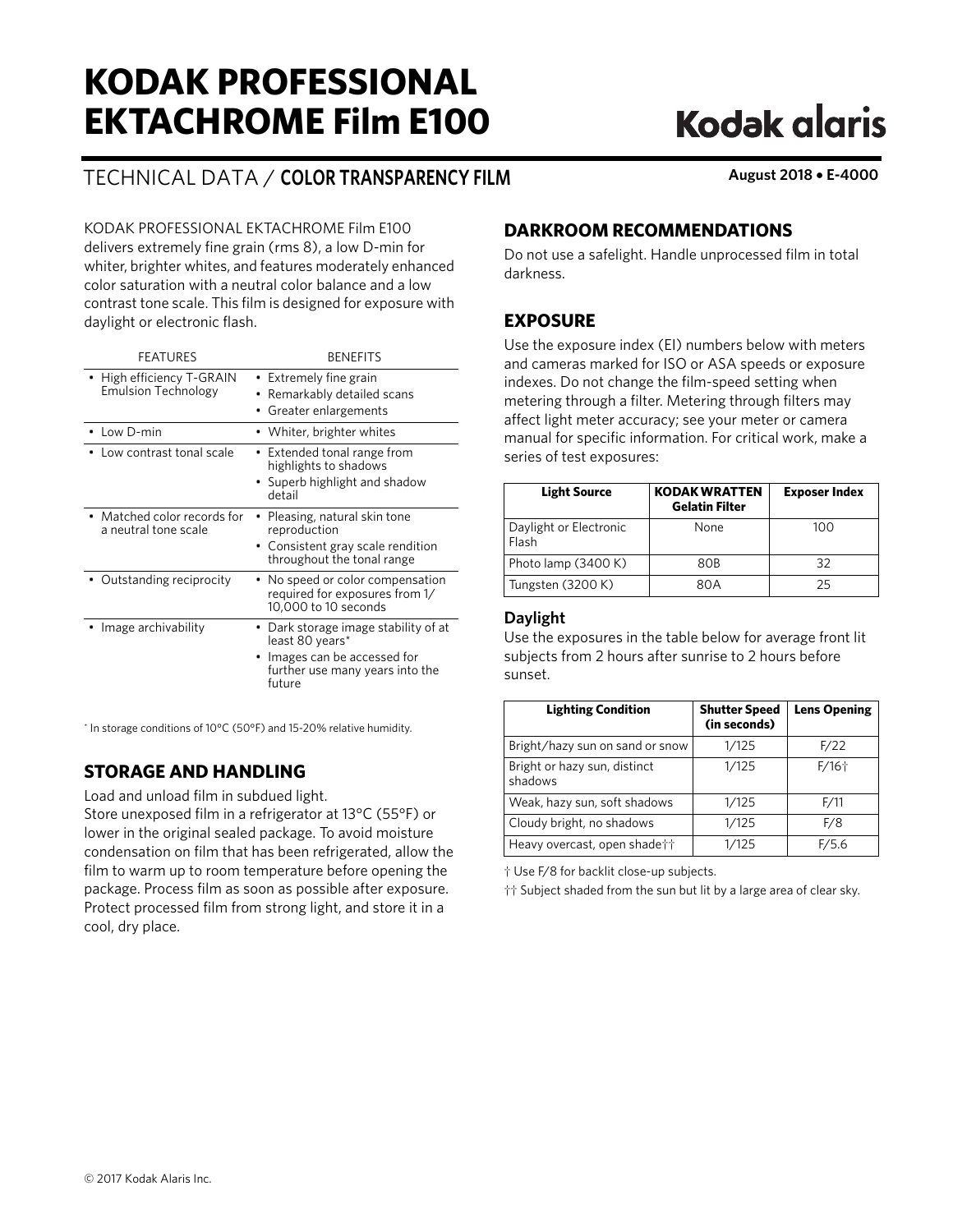# KODAK PROFESSIONAL EKTACHROME Film E100

Kodak alaris

TECHNICAL DATA / **COLOR TRANSPARENCY FILM**

**August 2018 • E-4000**

KODAK PROFESSIONAL EKTACHROME Film E100 delivers extremely fine grain (rms 8), a low D-min for whiter, brighter whites, and features moderately enhanced color saturation with a neutral color balance and a low contrast tone scale. This film is designed for exposure with daylight or electronic flash.

| FEATURES | BENEFITS |
|---|---|
| • High efficiency T-GRAIN Emulsion Technology | • Extremely fine grain<br>• Remarkably detailed scans<br>• Greater enlargements |
| • Low D-min | • Whiter, brighter whites |
| • Low contrast tonal scale | • Extended tonal range from highlights to shadows<br>• Superb highlight and shadow detail |
| • Matched color records for a neutral tone scale | • Pleasing, natural skin tone reproduction<br>• Consistent gray scale rendition throughout the tonal range |
| • Outstanding reciprocity | • No speed or color compensation required for exposures from 1/10,000 to 10 seconds |
| • Image archivability | • Dark storage image stability of at least 80 years*<br>• Images can be accessed for further use many years into the future |

* In storage conditions of 10°C (50°F) and 15-20% relative humidity.

## STORAGE AND HANDLING

Load and unload film in subdued light.
Store unexposed film in a refrigerator at 13°C (55°F) or lower in the original sealed package. To avoid moisture condensation on film that has been refrigerated, allow the film to warm up to room temperature before opening the package. Process film as soon as possible after exposure. Protect processed film from strong light, and store it in a cool, dry place.

## DARKROOM RECOMMENDATIONS

Do not use a safelight. Handle unprocessed film in total darkness.

## EXPOSURE

Use the exposure index (EI) numbers below with meters and cameras marked for ISO or ASA speeds or exposure indexes. Do not change the film-speed setting when metering through a filter. Metering through filters may affect light meter accuracy; see your meter or camera manual for specific information. For critical work, make a series of test exposures:

| Light Source | KODAK WRATTEN Gelatin Filter | Exposer Index |
|---|---|---|
| Daylight or Electronic Flash | None | 100 |
| Photo lamp (3400 K) | 80B | 32 |
| Tungsten (3200 K) | 80A | 25 |

### Daylight

Use the exposures in the table below for average front lit subjects from 2 hours after sunrise to 2 hours before sunset.

| Lighting Condition | Shutter Speed (in seconds) | Lens Opening |
|---|---|---|
| Bright/hazy sun on sand or snow | 1/125 | F/22 |
| Bright or hazy sun, distinct shadows | 1/125 | F/16† |
| Weak, hazy sun, soft shadows | 1/125 | F/11 |
| Cloudy bright, no shadows | 1/125 | F/8 |
| Heavy overcast, open shade†† | 1/125 | F/5.6 |

† Use F/8 for backlit close-up subjects.

†† Subject shaded from the sun but lit by a large area of clear sky.

© 2017 Kodak Alaris Inc.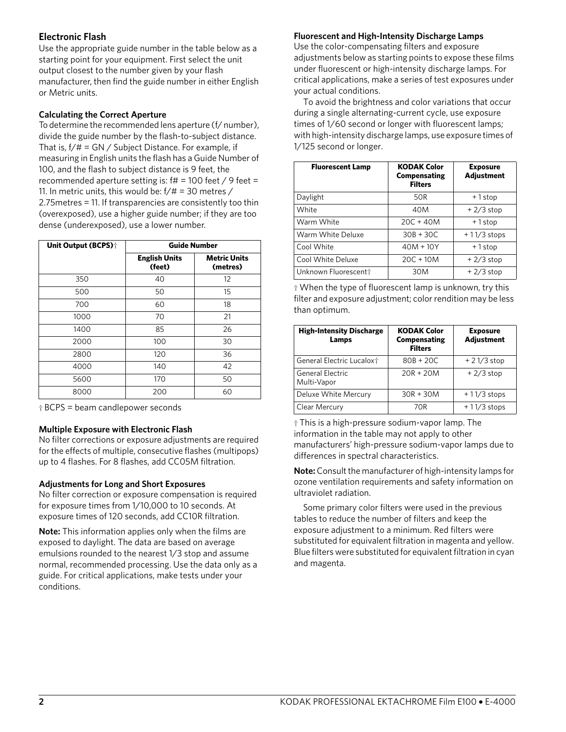## Electronic Flash

Use the appropriate guide number in the table below as a starting point for your equipment. First select the unit output closest to the number given by your flash manufacturer, then find the guide number in either English or Metric units.

### Calculating the Correct Aperture

To determine the recommended lens aperture (f/ number), divide the guide number by the flash-to-subject distance. That is, f/# = GN / Subject Distance. For example, if measuring in English units the flash has a Guide Number of 100, and the flash to subject distance is 9 feet, the recommended aperture setting is: f# = 100 feet / 9 feet = 11. In metric units, this would be: f/# = 30 metres / 2.75metres = 11. If transparencies are consistently too thin (overexposed), use a higher guide number; if they are too dense (underexposed), use a lower number.

| Unit Output (BCPS)† | Guide Number | |
|---|---|---|
| | **English Units (feet)** | **Metric Units (metres)** |
| 350 | 40 | 12 |
| 500 | 50 | 15 |
| 700 | 60 | 18 |
| 1000 | 70 | 21 |
| 1400 | 85 | 26 |
| 2000 | 100 | 30 |
| 2800 | 120 | 36 |
| 4000 | 140 | 42 |
| 5600 | 170 | 50 |
| 8000 | 200 | 60 |

† BCPS = beam candlepower seconds

### Multiple Exposure with Electronic Flash

No filter corrections or exposure adjustments are required for the effects of multiple, consecutive flashes (multipops) up to 4 flashes. For 8 flashes, add CC05M filtration.

### Adjustments for Long and Short Exposures

No filter correction or exposure compensation is required for exposure times from 1/10,000 to 10 seconds. At exposure times of 120 seconds, add CC10R filtration.

**Note:** This information applies only when the films are exposed to daylight. The data are based on average emulsions rounded to the nearest 1/3 stop and assume normal, recommended processing. Use the data only as a guide. For critical applications, make tests under your conditions.

### Fluorescent and High-Intensity Discharge Lamps

Use the color-compensating filters and exposure adjustments below as starting points to expose these films under fluorescent or high-intensity discharge lamps. For critical applications, make a series of test exposures under your actual conditions.

To avoid the brightness and color variations that occur during a single alternating-current cycle, use exposure times of 1/60 second or longer with fluorescent lamps; with high-intensity discharge lamps, use exposure times of 1/125 second or longer.

| Fluorescent Lamp | KODAK Color Compensating Filters | Exposure Adjustment |
|---|---|---|
| Daylight | 50R | + 1 stop |
| White | 40M | + 2/3 stop |
| Warm White | 20C + 40M | + 1 stop |
| Warm White Deluxe | 30B + 30C | + 1 1/3 stops |
| Cool White | 40M + 10Y | + 1 stop |
| Cool White Deluxe | 20C + 10M | + 2/3 stop |
| Unknown Fluorescent† | 30M | + 2/3 stop |

† When the type of fluorescent lamp is unknown, try this filter and exposure adjustment; color rendition may be less than optimum.

| High-Intensity Discharge Lamps | KODAK Color Compensating Filters | Exposure Adjustment |
|---|---|---|
| General Electric Lucalox† | 80B + 20C | + 2 1/3 stop |
| General Electric Multi-Vapor | 20R + 20M | + 2/3 stop |
| Deluxe White Mercury | 30R + 30M | + 1 1/3 stops |
| Clear Mercury | 70R | + 1 1/3 stops |

† This is a high-pressure sodium-vapor lamp. The information in the table may not apply to other manufacturers' high-pressure sodium-vapor lamps due to differences in spectral characteristics.

**Note:** Consult the manufacturer of high-intensity lamps for ozone ventilation requirements and safety information on ultraviolet radiation.

Some primary color filters were used in the previous tables to reduce the number of filters and keep the exposure adjustment to a minimum. Red filters were substituted for equivalent filtration in magenta and yellow. Blue filters were substituted for equivalent filtration in cyan and magenta.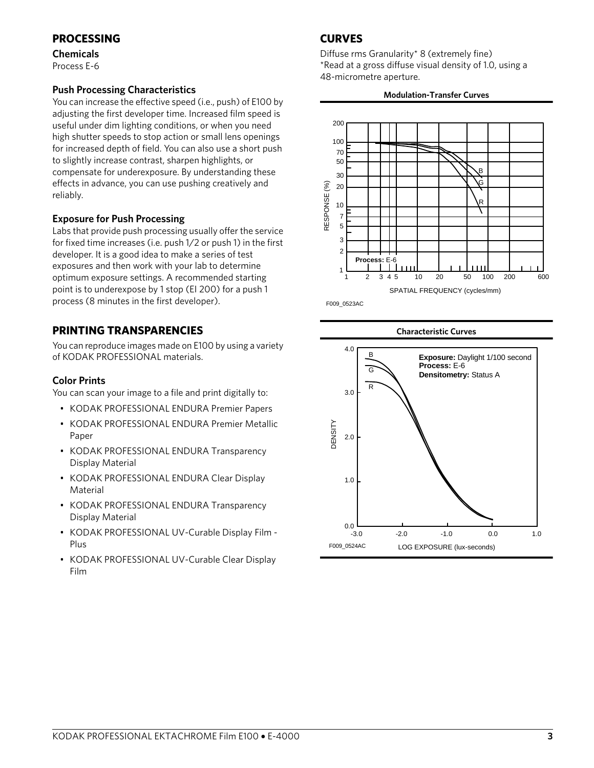## PROCESSING

### Chemicals

Process E-6

### Push Processing Characteristics

You can increase the effective speed (i.e., push) of E100 by adjusting the first developer time. Increased film speed is useful under dim lighting conditions, or when you need high shutter speeds to stop action or small lens openings for increased depth of field. You can also use a short push to slightly increase contrast, sharpen highlights, or compensate for underexposure. By understanding these effects in advance, you can use pushing creatively and reliably.

### Exposure for Push Processing

Labs that provide push processing usually offer the service for fixed time increases (i.e. push 1/2 or push 1) in the first developer. It is a good idea to make a series of test exposures and then work with your lab to determine optimum exposure settings. A recommended starting point is to underexpose by 1 stop (EI 200) for a push 1 process (8 minutes in the first developer).

## PRINTING TRANSPARENCIES

You can reproduce images made on E100 by using a variety of KODAK PROFESSIONAL materials.

### Color Prints

You can scan your image to a file and print digitally to:

- KODAK PROFESSIONAL ENDURA Premier Papers
- KODAK PROFESSIONAL ENDURA Premier Metallic Paper
- KODAK PROFESSIONAL ENDURA Transparency Display Material
- KODAK PROFESSIONAL ENDURA Clear Display Material
- KODAK PROFESSIONAL ENDURA Transparency Display Material
- KODAK PROFESSIONAL UV-Curable Display Film - Plus
- KODAK PROFESSIONAL UV-Curable Clear Display Film

## CURVES

Diffuse rms Granularity* 8 (extremely fine)
*Read at a gross diffuse visual density of 1.0, using a 48-micrometre aperture.

**Modulation-Transfer Curves**

RESPONSE (%) vs. SPATIAL FREQUENCY (cycles/mm)
Process: E-6
F009_0523AC

**Characteristic Curves**

DENSITY vs. LOG EXPOSURE (lux-seconds)
Exposure: Daylight 1/100 second
Process: E-6
Densitometry: Status A
F009_0524AC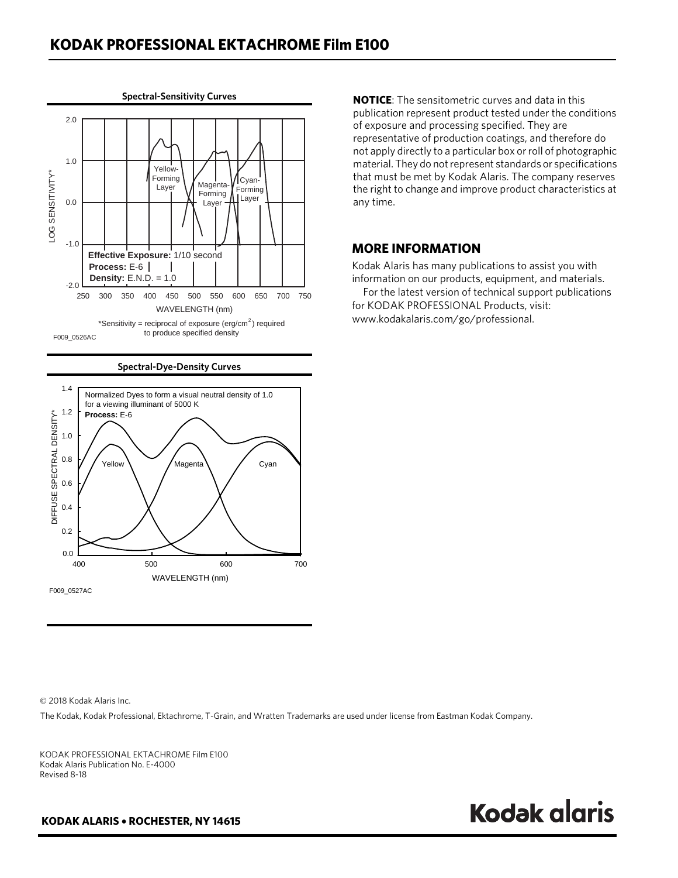## Spectral-Sensitivity Curves

2.0
1.0
0.0
-1.0
-2.0

LOG SENSITIVITY*

Yellow-Forming Layer

Magenta-Forming Layer

Cyan-Forming Layer

**Effective Exposure:** 1/10 second
**Process:** E-6
**Density:** E.N.D. = 1.0

250 300 350 400 450 500 550 600 650 700 750

WAVELENGTH (nm)

*Sensitivity = reciprocal of exposure (erg/cm$^2$) required to produce specified density

F009_0526AC

## Spectral-Dye-Density Curves

1.4
1.2
1.0
0.8
0.6
0.4
0.2
0.0

DIFFUSE SPECTRAL DENSITY*

Normalized Dyes to form a visual neutral density of 1.0 for a viewing illuminant of 5000 K
**Process:** E-6

Yellow

Magenta

Cyan

400 500 600 700

WAVELENGTH (nm)

F009_0527AC

**NOTICE**: The sensitometric curves and data in this publication represent product tested under the conditions of exposure and processing specified. They are representative of production coatings, and therefore do not apply directly to a particular box or roll of photographic material. They do not represent standards or specifications that must be met by Kodak Alaris. The company reserves the right to change and improve product characteristics at any time.

## MORE INFORMATION

Kodak Alaris has many publications to assist you with information on our products, equipment, and materials.

For the latest version of technical support publications for KODAK PROFESSIONAL Products, visit: www.kodakalaris.com/go/professional.

© 2018 Kodak Alaris Inc.

The Kodak, Kodak Professional, Ektachrome, T-Grain, and Wratten Trademarks are used under license from Eastman Kodak Company.

KODAK PROFESSIONAL EKTACHROME Film E100
Kodak Alaris Publication No. E-4000
Revised 8-18

**KODAK ALARIS • ROCHESTER, NY 14615**

Kodak alaris